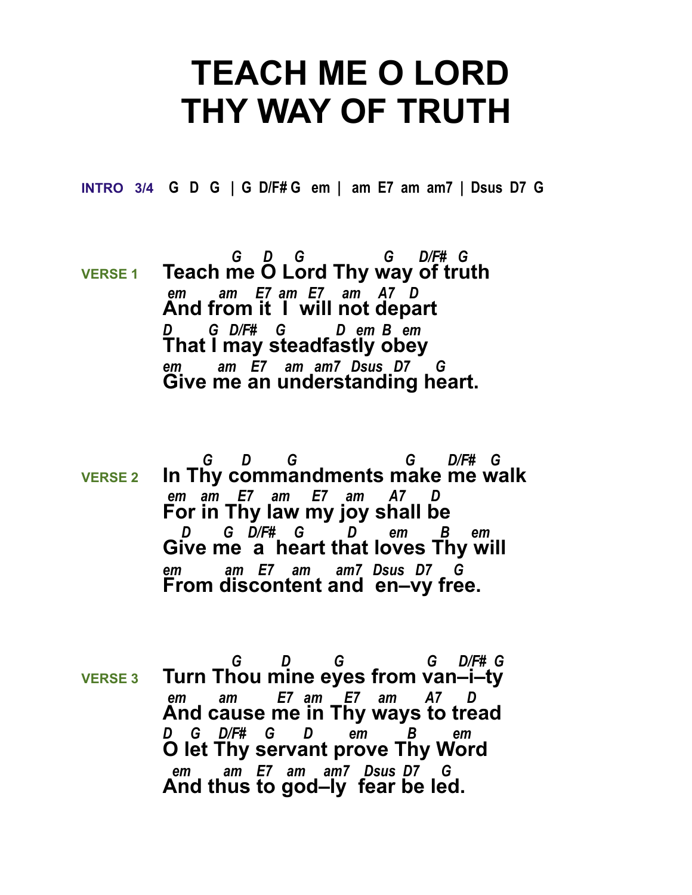# TEACH ME O LORD THY WAY OF TRUTH

**INTRO 3/4** G D G | G D/F# G em | am E7 am am7 | Dsus D7 G

**VERSE 1**

```
            G    D    G               G    D/F#  G
Teach me O Lord Thy way of truth
 em       am    E7  am  E7    am    A7   D
And from it  I  will not depart
D       G  D/F#    G          D  em  B  em
That I may steadfastly obey
em        am   E7    am  am7  Dsus  D7     G
Give me an understanding heart.
```

**VERSE 2**

```
       G      D       G                    G      D/F#   G
In Thy commandments make me walk
 em   am    E7    am     E7    am     A7      D
For in Thy law my joy shall be
   D      G   D/F#    G           D       em       B     em
Give me  a  heart that loves Thy will
em         am   E7    am     am7  Dsus  D7     G
From discontent and  en–vy free.
```

**VERSE 3**

```
            G       D        G               G     D/F#  G
Turn Thou mine eyes from van–i–ty
 em       am         E7  am    E7    am      A7     D
And cause me in Thy ways to tread
D   G    D/F#    G      D       em        B       em
O let Thy servant prove Thy Word
  em      am   E7   am    am7   Dsus  D7    G
And thus to god–ly  fear be led.
```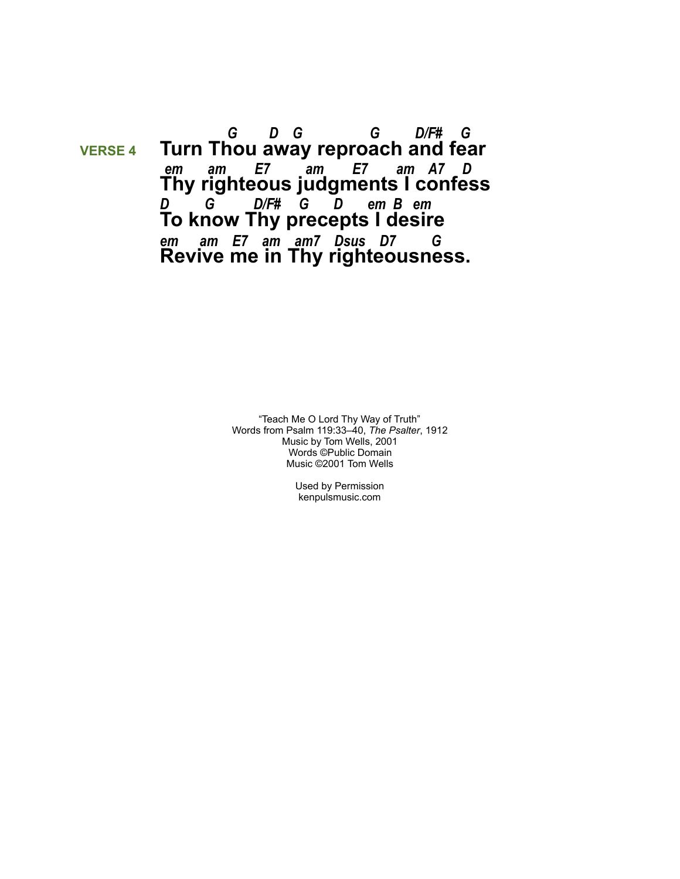**VERSE 4**

```
           G      D   G            G       D/F#   G
Turn Thou away reproach and fear
 em     am      E7       am      E7      am   A7    D
Thy righteous judgments I confess
D       G        D/F#    G      D      em  B   em
To know Thy precepts I desire
em     am    E7    am    am7    Dsus   D7       G
Revive me in Thy righteousness.
```

"Teach Me O Lord Thy Way of Truth"
Words from Psalm 119:33–40, *The Psalter*, 1912
Music by Tom Wells, 2001
Words ©Public Domain
Music ©2001 Tom Wells

Used by Permission
kenpulsmusic.com